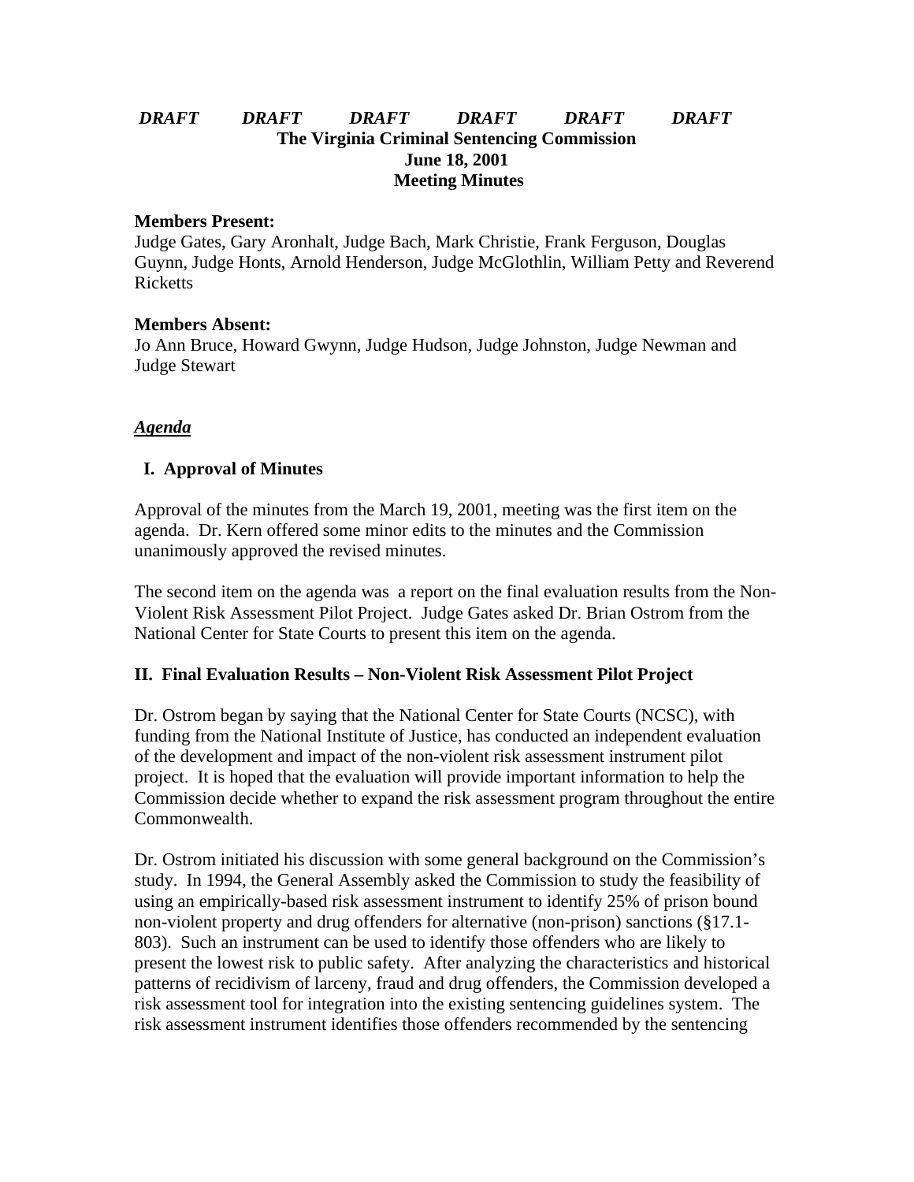***DRAFT DRAFT DRAFT DRAFT DRAFT DRAFT***

**The Virginia Criminal Sentencing Commission**
**June 18, 2001**
**Meeting Minutes**

**Members Present:**
Judge Gates, Gary Aronhalt, Judge Bach, Mark Christie, Frank Ferguson, Douglas Guynn, Judge Honts, Arnold Henderson, Judge McGlothlin, William Petty and Reverend Ricketts

**Members Absent:**
Jo Ann Bruce, Howard Gwynn, Judge Hudson, Judge Johnston, Judge Newman and Judge Stewart

***Agenda***

## I. Approval of Minutes

Approval of the minutes from the March 19, 2001, meeting was the first item on the agenda. Dr. Kern offered some minor edits to the minutes and the Commission unanimously approved the revised minutes.

The second item on the agenda was a report on the final evaluation results from the Non-Violent Risk Assessment Pilot Project. Judge Gates asked Dr. Brian Ostrom from the National Center for State Courts to present this item on the agenda.

## II. Final Evaluation Results – Non-Violent Risk Assessment Pilot Project

Dr. Ostrom began by saying that the National Center for State Courts (NCSC), with funding from the National Institute of Justice, has conducted an independent evaluation of the development and impact of the non-violent risk assessment instrument pilot project. It is hoped that the evaluation will provide important information to help the Commission decide whether to expand the risk assessment program throughout the entire Commonwealth.

Dr. Ostrom initiated his discussion with some general background on the Commission's study. In 1994, the General Assembly asked the Commission to study the feasibility of using an empirically-based risk assessment instrument to identify 25% of prison bound non-violent property and drug offenders for alternative (non-prison) sanctions (§17.1-803). Such an instrument can be used to identify those offenders who are likely to present the lowest risk to public safety. After analyzing the characteristics and historical patterns of recidivism of larceny, fraud and drug offenders, the Commission developed a risk assessment tool for integration into the existing sentencing guidelines system. The risk assessment instrument identifies those offenders recommended by the sentencing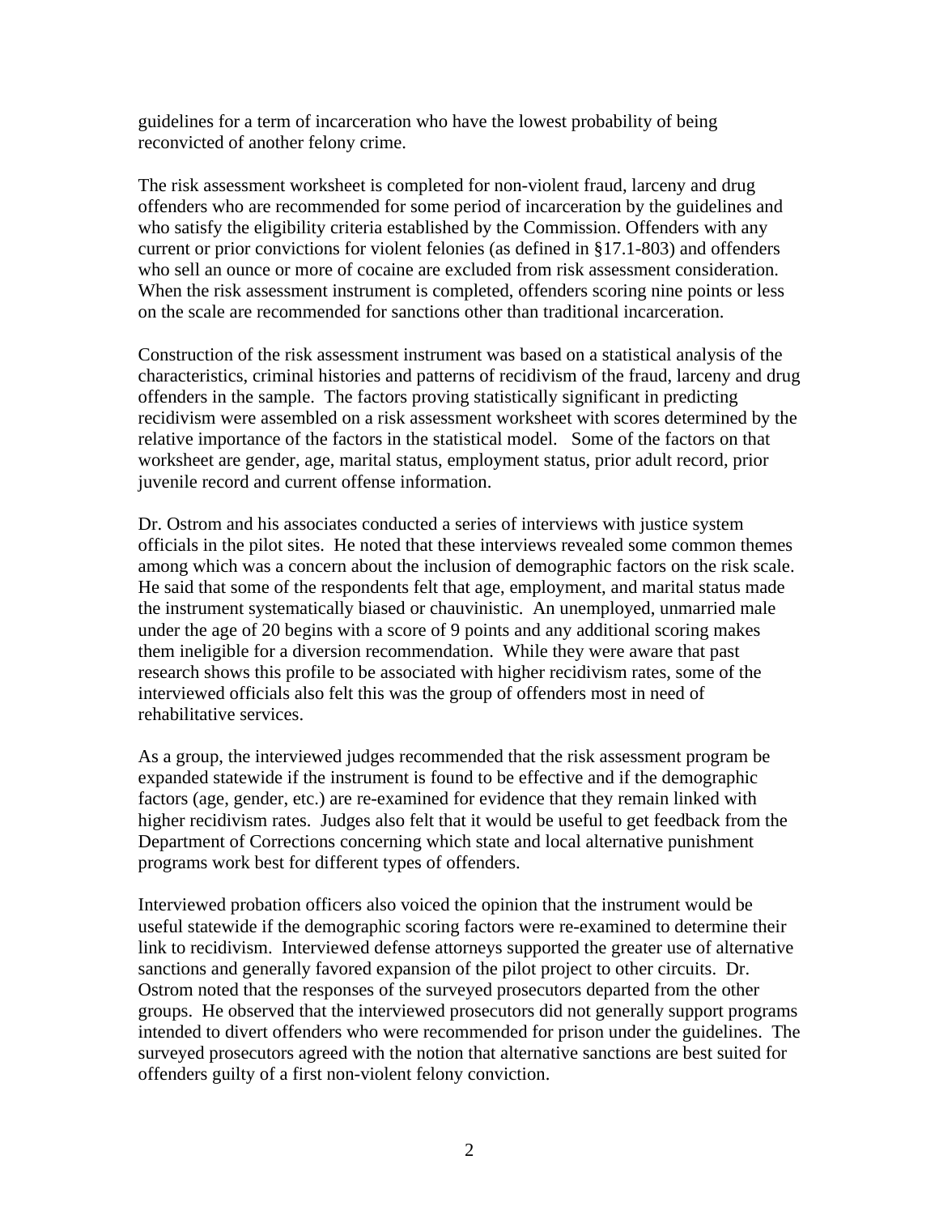guidelines for a term of incarceration who have the lowest probability of being reconvicted of another felony crime.

The risk assessment worksheet is completed for non-violent fraud, larceny and drug offenders who are recommended for some period of incarceration by the guidelines and who satisfy the eligibility criteria established by the Commission. Offenders with any current or prior convictions for violent felonies (as defined in §17.1-803) and offenders who sell an ounce or more of cocaine are excluded from risk assessment consideration. When the risk assessment instrument is completed, offenders scoring nine points or less on the scale are recommended for sanctions other than traditional incarceration.

Construction of the risk assessment instrument was based on a statistical analysis of the characteristics, criminal histories and patterns of recidivism of the fraud, larceny and drug offenders in the sample. The factors proving statistically significant in predicting recidivism were assembled on a risk assessment worksheet with scores determined by the relative importance of the factors in the statistical model. Some of the factors on that worksheet are gender, age, marital status, employment status, prior adult record, prior juvenile record and current offense information.

Dr. Ostrom and his associates conducted a series of interviews with justice system officials in the pilot sites. He noted that these interviews revealed some common themes among which was a concern about the inclusion of demographic factors on the risk scale. He said that some of the respondents felt that age, employment, and marital status made the instrument systematically biased or chauvinistic. An unemployed, unmarried male under the age of 20 begins with a score of 9 points and any additional scoring makes them ineligible for a diversion recommendation. While they were aware that past research shows this profile to be associated with higher recidivism rates, some of the interviewed officials also felt this was the group of offenders most in need of rehabilitative services.

As a group, the interviewed judges recommended that the risk assessment program be expanded statewide if the instrument is found to be effective and if the demographic factors (age, gender, etc.) are re-examined for evidence that they remain linked with higher recidivism rates. Judges also felt that it would be useful to get feedback from the Department of Corrections concerning which state and local alternative punishment programs work best for different types of offenders.

Interviewed probation officers also voiced the opinion that the instrument would be useful statewide if the demographic scoring factors were re-examined to determine their link to recidivism. Interviewed defense attorneys supported the greater use of alternative sanctions and generally favored expansion of the pilot project to other circuits. Dr. Ostrom noted that the responses of the surveyed prosecutors departed from the other groups. He observed that the interviewed prosecutors did not generally support programs intended to divert offenders who were recommended for prison under the guidelines. The surveyed prosecutors agreed with the notion that alternative sanctions are best suited for offenders guilty of a first non-violent felony conviction.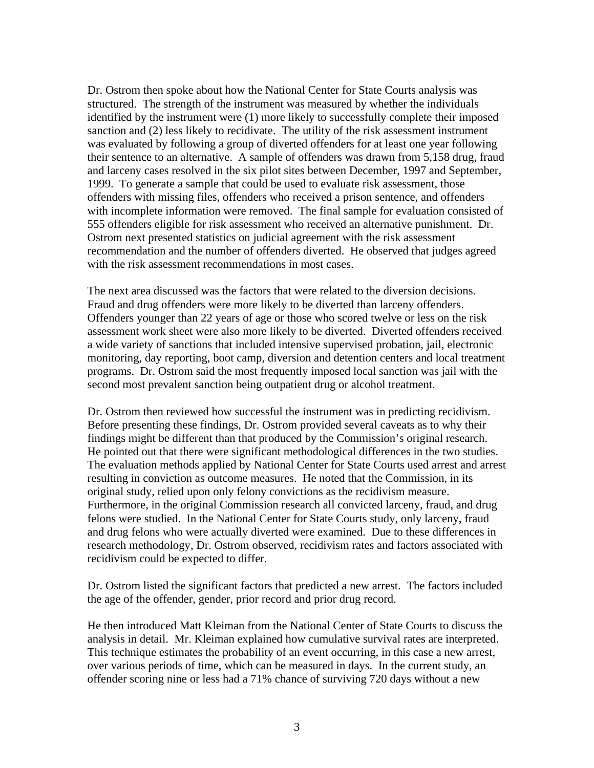Dr. Ostrom then spoke about how the National Center for State Courts analysis was structured. The strength of the instrument was measured by whether the individuals identified by the instrument were (1) more likely to successfully complete their imposed sanction and (2) less likely to recidivate. The utility of the risk assessment instrument was evaluated by following a group of diverted offenders for at least one year following their sentence to an alternative. A sample of offenders was drawn from 5,158 drug, fraud and larceny cases resolved in the six pilot sites between December, 1997 and September, 1999. To generate a sample that could be used to evaluate risk assessment, those offenders with missing files, offenders who received a prison sentence, and offenders with incomplete information were removed. The final sample for evaluation consisted of 555 offenders eligible for risk assessment who received an alternative punishment. Dr. Ostrom next presented statistics on judicial agreement with the risk assessment recommendation and the number of offenders diverted. He observed that judges agreed with the risk assessment recommendations in most cases.

The next area discussed was the factors that were related to the diversion decisions. Fraud and drug offenders were more likely to be diverted than larceny offenders. Offenders younger than 22 years of age or those who scored twelve or less on the risk assessment work sheet were also more likely to be diverted. Diverted offenders received a wide variety of sanctions that included intensive supervised probation, jail, electronic monitoring, day reporting, boot camp, diversion and detention centers and local treatment programs. Dr. Ostrom said the most frequently imposed local sanction was jail with the second most prevalent sanction being outpatient drug or alcohol treatment.

Dr. Ostrom then reviewed how successful the instrument was in predicting recidivism. Before presenting these findings, Dr. Ostrom provided several caveats as to why their findings might be different than that produced by the Commission's original research. He pointed out that there were significant methodological differences in the two studies. The evaluation methods applied by National Center for State Courts used arrest and arrest resulting in conviction as outcome measures. He noted that the Commission, in its original study, relied upon only felony convictions as the recidivism measure. Furthermore, in the original Commission research all convicted larceny, fraud, and drug felons were studied. In the National Center for State Courts study, only larceny, fraud and drug felons who were actually diverted were examined. Due to these differences in research methodology, Dr. Ostrom observed, recidivism rates and factors associated with recidivism could be expected to differ.

Dr. Ostrom listed the significant factors that predicted a new arrest. The factors included the age of the offender, gender, prior record and prior drug record.

He then introduced Matt Kleiman from the National Center of State Courts to discuss the analysis in detail. Mr. Kleiman explained how cumulative survival rates are interpreted. This technique estimates the probability of an event occurring, in this case a new arrest, over various periods of time, which can be measured in days. In the current study, an offender scoring nine or less had a 71% chance of surviving 720 days without a new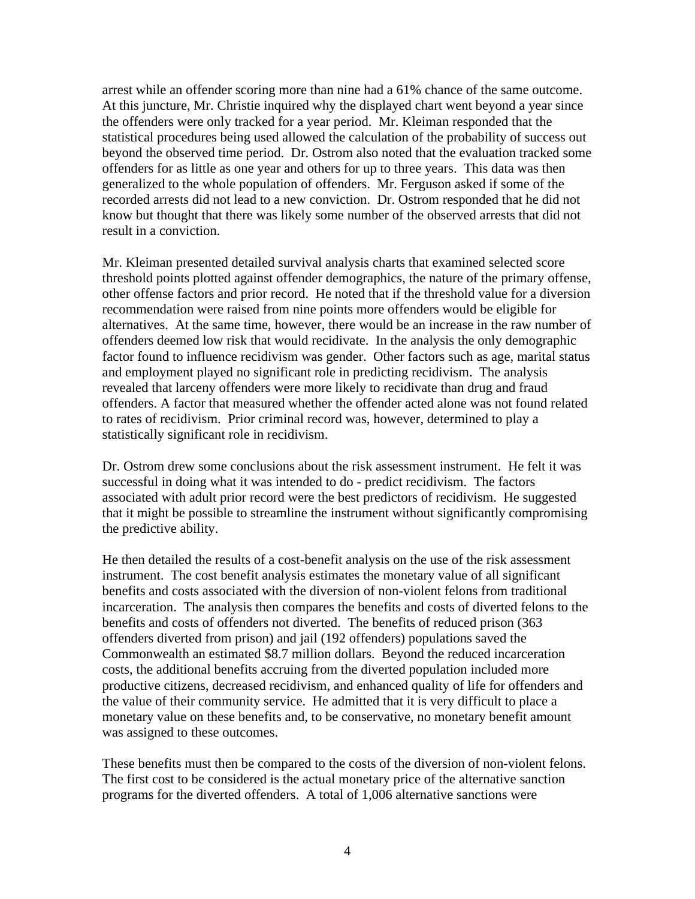arrest while an offender scoring more than nine had a 61% chance of the same outcome. At this juncture, Mr. Christie inquired why the displayed chart went beyond a year since the offenders were only tracked for a year period. Mr. Kleiman responded that the statistical procedures being used allowed the calculation of the probability of success out beyond the observed time period. Dr. Ostrom also noted that the evaluation tracked some offenders for as little as one year and others for up to three years. This data was then generalized to the whole population of offenders. Mr. Ferguson asked if some of the recorded arrests did not lead to a new conviction. Dr. Ostrom responded that he did not know but thought that there was likely some number of the observed arrests that did not result in a conviction.

Mr. Kleiman presented detailed survival analysis charts that examined selected score threshold points plotted against offender demographics, the nature of the primary offense, other offense factors and prior record. He noted that if the threshold value for a diversion recommendation were raised from nine points more offenders would be eligible for alternatives. At the same time, however, there would be an increase in the raw number of offenders deemed low risk that would recidivate. In the analysis the only demographic factor found to influence recidivism was gender. Other factors such as age, marital status and employment played no significant role in predicting recidivism. The analysis revealed that larceny offenders were more likely to recidivate than drug and fraud offenders. A factor that measured whether the offender acted alone was not found related to rates of recidivism. Prior criminal record was, however, determined to play a statistically significant role in recidivism.

Dr. Ostrom drew some conclusions about the risk assessment instrument. He felt it was successful in doing what it was intended to do - predict recidivism. The factors associated with adult prior record were the best predictors of recidivism. He suggested that it might be possible to streamline the instrument without significantly compromising the predictive ability.

He then detailed the results of a cost-benefit analysis on the use of the risk assessment instrument. The cost benefit analysis estimates the monetary value of all significant benefits and costs associated with the diversion of non-violent felons from traditional incarceration. The analysis then compares the benefits and costs of diverted felons to the benefits and costs of offenders not diverted. The benefits of reduced prison (363 offenders diverted from prison) and jail (192 offenders) populations saved the Commonwealth an estimated $8.7 million dollars. Beyond the reduced incarceration costs, the additional benefits accruing from the diverted population included more productive citizens, decreased recidivism, and enhanced quality of life for offenders and the value of their community service. He admitted that it is very difficult to place a monetary value on these benefits and, to be conservative, no monetary benefit amount was assigned to these outcomes.

These benefits must then be compared to the costs of the diversion of non-violent felons. The first cost to be considered is the actual monetary price of the alternative sanction programs for the diverted offenders. A total of 1,006 alternative sanctions were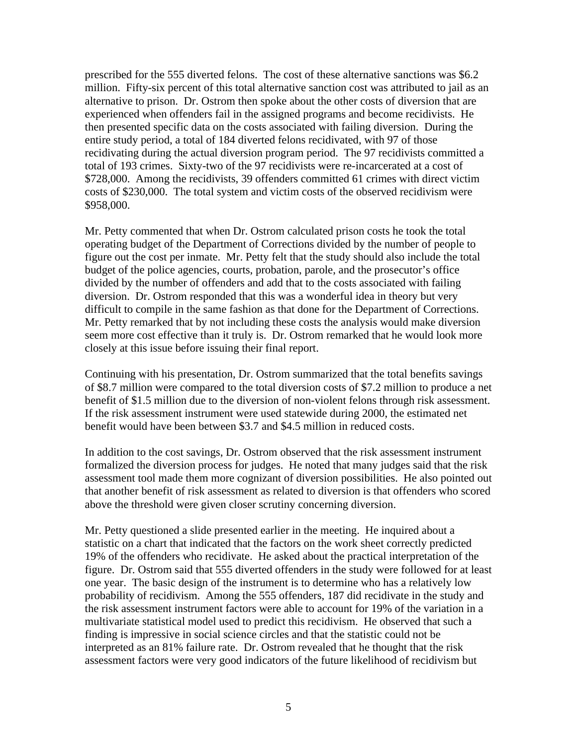prescribed for the 555 diverted felons. The cost of these alternative sanctions was $6.2 million. Fifty-six percent of this total alternative sanction cost was attributed to jail as an alternative to prison. Dr. Ostrom then spoke about the other costs of diversion that are experienced when offenders fail in the assigned programs and become recidivists. He then presented specific data on the costs associated with failing diversion. During the entire study period, a total of 184 diverted felons recidivated, with 97 of those recidivating during the actual diversion program period. The 97 recidivists committed a total of 193 crimes. Sixty-two of the 97 recidivists were re-incarcerated at a cost of $728,000. Among the recidivists, 39 offenders committed 61 crimes with direct victim costs of $230,000. The total system and victim costs of the observed recidivism were $958,000.

Mr. Petty commented that when Dr. Ostrom calculated prison costs he took the total operating budget of the Department of Corrections divided by the number of people to figure out the cost per inmate. Mr. Petty felt that the study should also include the total budget of the police agencies, courts, probation, parole, and the prosecutor's office divided by the number of offenders and add that to the costs associated with failing diversion. Dr. Ostrom responded that this was a wonderful idea in theory but very difficult to compile in the same fashion as that done for the Department of Corrections. Mr. Petty remarked that by not including these costs the analysis would make diversion seem more cost effective than it truly is. Dr. Ostrom remarked that he would look more closely at this issue before issuing their final report.

Continuing with his presentation, Dr. Ostrom summarized that the total benefits savings of $8.7 million were compared to the total diversion costs of $7.2 million to produce a net benefit of $1.5 million due to the diversion of non-violent felons through risk assessment. If the risk assessment instrument were used statewide during 2000, the estimated net benefit would have been between $3.7 and $4.5 million in reduced costs.

In addition to the cost savings, Dr. Ostrom observed that the risk assessment instrument formalized the diversion process for judges. He noted that many judges said that the risk assessment tool made them more cognizant of diversion possibilities. He also pointed out that another benefit of risk assessment as related to diversion is that offenders who scored above the threshold were given closer scrutiny concerning diversion.

Mr. Petty questioned a slide presented earlier in the meeting. He inquired about a statistic on a chart that indicated that the factors on the work sheet correctly predicted 19% of the offenders who recidivate. He asked about the practical interpretation of the figure. Dr. Ostrom said that 555 diverted offenders in the study were followed for at least one year. The basic design of the instrument is to determine who has a relatively low probability of recidivism. Among the 555 offenders, 187 did recidivate in the study and the risk assessment instrument factors were able to account for 19% of the variation in a multivariate statistical model used to predict this recidivism. He observed that such a finding is impressive in social science circles and that the statistic could not be interpreted as an 81% failure rate. Dr. Ostrom revealed that he thought that the risk assessment factors were very good indicators of the future likelihood of recidivism but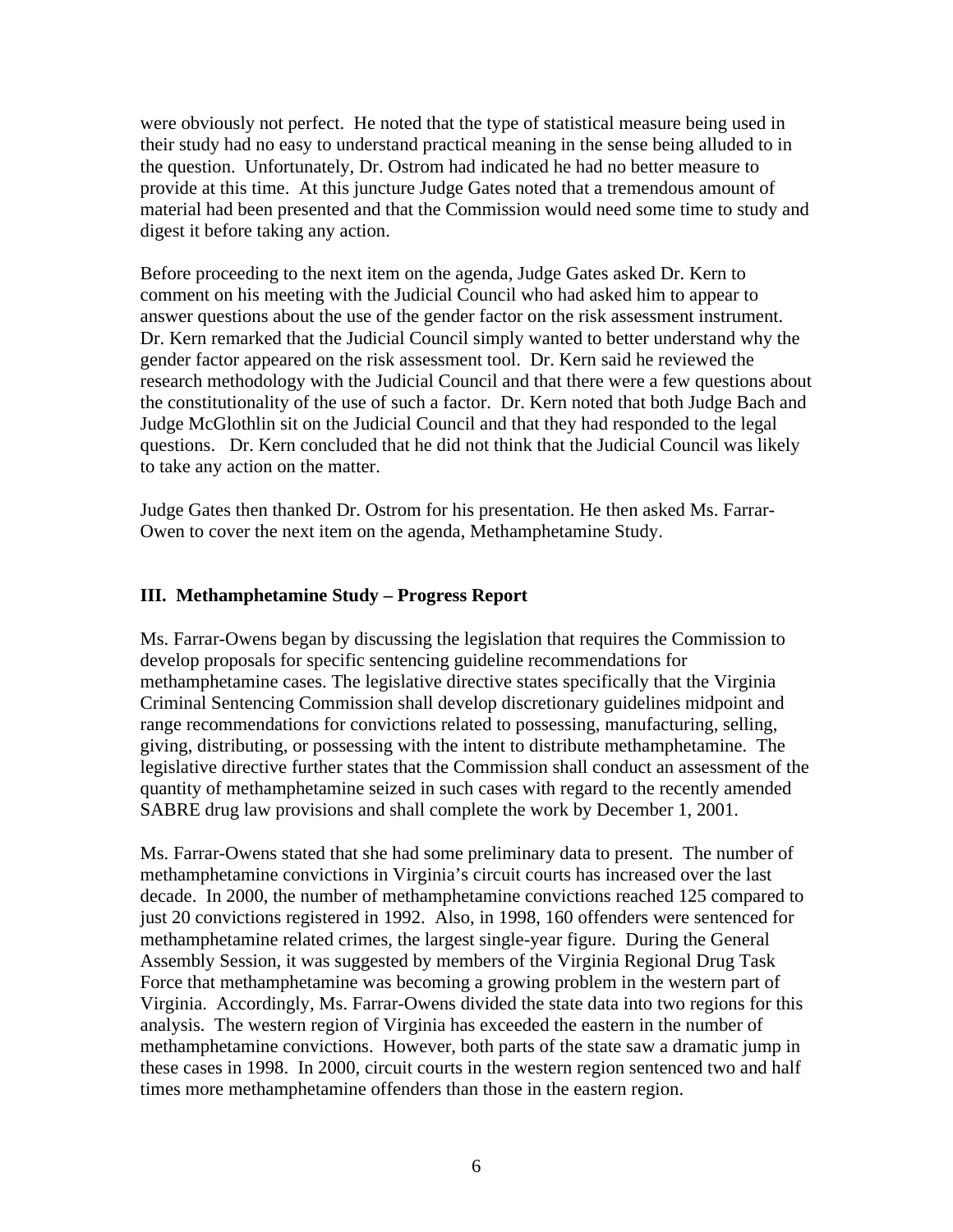were obviously not perfect. He noted that the type of statistical measure being used in their study had no easy to understand practical meaning in the sense being alluded to in the question. Unfortunately, Dr. Ostrom had indicated he had no better measure to provide at this time. At this juncture Judge Gates noted that a tremendous amount of material had been presented and that the Commission would need some time to study and digest it before taking any action.

Before proceeding to the next item on the agenda, Judge Gates asked Dr. Kern to comment on his meeting with the Judicial Council who had asked him to appear to answer questions about the use of the gender factor on the risk assessment instrument. Dr. Kern remarked that the Judicial Council simply wanted to better understand why the gender factor appeared on the risk assessment tool. Dr. Kern said he reviewed the research methodology with the Judicial Council and that there were a few questions about the constitutionality of the use of such a factor. Dr. Kern noted that both Judge Bach and Judge McGlothlin sit on the Judicial Council and that they had responded to the legal questions. Dr. Kern concluded that he did not think that the Judicial Council was likely to take any action on the matter.

Judge Gates then thanked Dr. Ostrom for his presentation. He then asked Ms. Farrar-Owen to cover the next item on the agenda, Methamphetamine Study.

## III. Methamphetamine Study – Progress Report

Ms. Farrar-Owens began by discussing the legislation that requires the Commission to develop proposals for specific sentencing guideline recommendations for methamphetamine cases. The legislative directive states specifically that the Virginia Criminal Sentencing Commission shall develop discretionary guidelines midpoint and range recommendations for convictions related to possessing, manufacturing, selling, giving, distributing, or possessing with the intent to distribute methamphetamine. The legislative directive further states that the Commission shall conduct an assessment of the quantity of methamphetamine seized in such cases with regard to the recently amended SABRE drug law provisions and shall complete the work by December 1, 2001.

Ms. Farrar-Owens stated that she had some preliminary data to present. The number of methamphetamine convictions in Virginia's circuit courts has increased over the last decade. In 2000, the number of methamphetamine convictions reached 125 compared to just 20 convictions registered in 1992. Also, in 1998, 160 offenders were sentenced for methamphetamine related crimes, the largest single-year figure. During the General Assembly Session, it was suggested by members of the Virginia Regional Drug Task Force that methamphetamine was becoming a growing problem in the western part of Virginia. Accordingly, Ms. Farrar-Owens divided the state data into two regions for this analysis. The western region of Virginia has exceeded the eastern in the number of methamphetamine convictions. However, both parts of the state saw a dramatic jump in these cases in 1998. In 2000, circuit courts in the western region sentenced two and half times more methamphetamine offenders than those in the eastern region.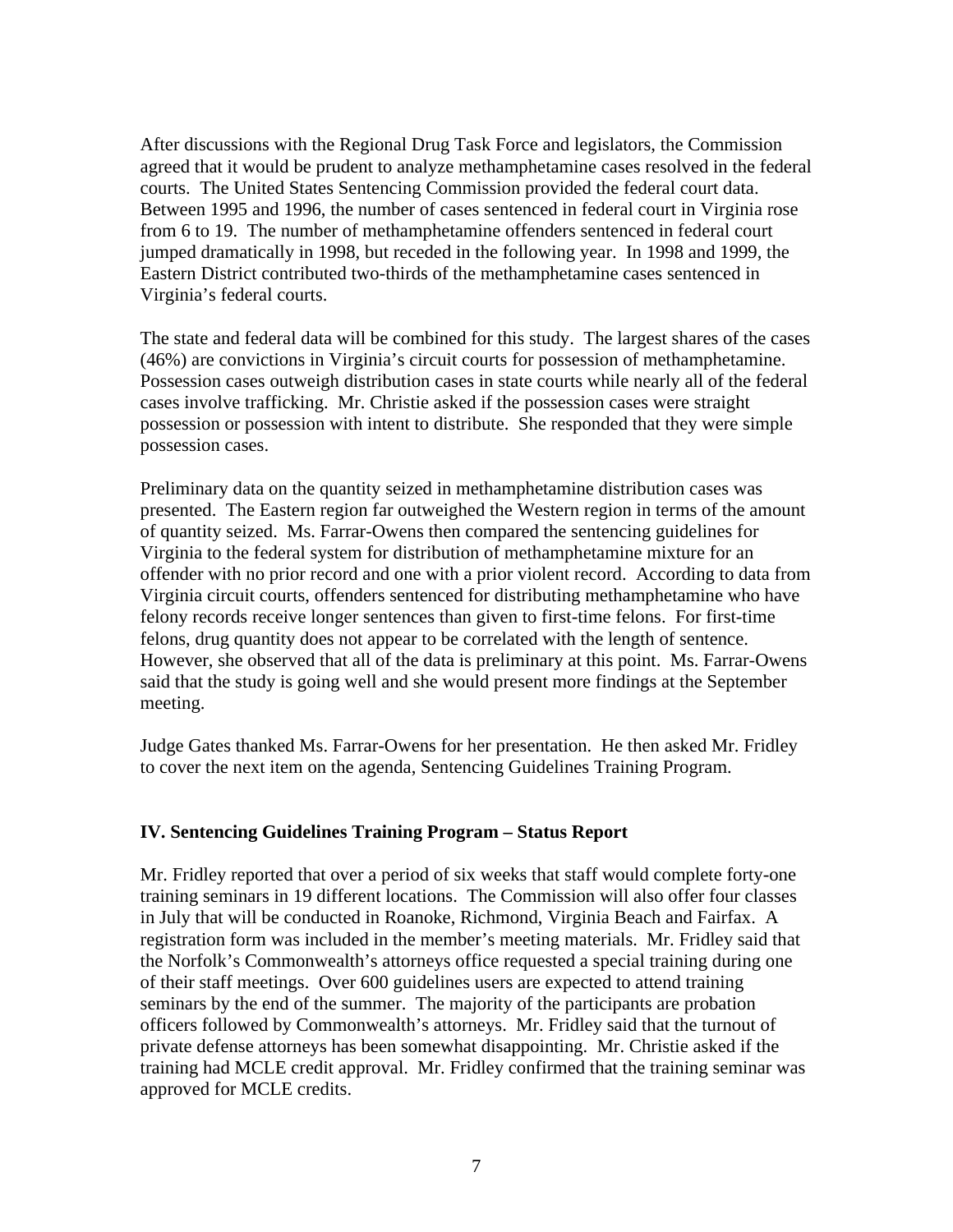After discussions with the Regional Drug Task Force and legislators, the Commission agreed that it would be prudent to analyze methamphetamine cases resolved in the federal courts. The United States Sentencing Commission provided the federal court data. Between 1995 and 1996, the number of cases sentenced in federal court in Virginia rose from 6 to 19. The number of methamphetamine offenders sentenced in federal court jumped dramatically in 1998, but receded in the following year. In 1998 and 1999, the Eastern District contributed two-thirds of the methamphetamine cases sentenced in Virginia's federal courts.

The state and federal data will be combined for this study. The largest shares of the cases (46%) are convictions in Virginia's circuit courts for possession of methamphetamine. Possession cases outweigh distribution cases in state courts while nearly all of the federal cases involve trafficking. Mr. Christie asked if the possession cases were straight possession or possession with intent to distribute. She responded that they were simple possession cases.

Preliminary data on the quantity seized in methamphetamine distribution cases was presented. The Eastern region far outweighed the Western region in terms of the amount of quantity seized. Ms. Farrar-Owens then compared the sentencing guidelines for Virginia to the federal system for distribution of methamphetamine mixture for an offender with no prior record and one with a prior violent record. According to data from Virginia circuit courts, offenders sentenced for distributing methamphetamine who have felony records receive longer sentences than given to first-time felons. For first-time felons, drug quantity does not appear to be correlated with the length of sentence. However, she observed that all of the data is preliminary at this point. Ms. Farrar-Owens said that the study is going well and she would present more findings at the September meeting.

Judge Gates thanked Ms. Farrar-Owens for her presentation. He then asked Mr. Fridley to cover the next item on the agenda, Sentencing Guidelines Training Program.

## IV. Sentencing Guidelines Training Program – Status Report

Mr. Fridley reported that over a period of six weeks that staff would complete forty-one training seminars in 19 different locations. The Commission will also offer four classes in July that will be conducted in Roanoke, Richmond, Virginia Beach and Fairfax. A registration form was included in the member's meeting materials. Mr. Fridley said that the Norfolk's Commonwealth's attorneys office requested a special training during one of their staff meetings. Over 600 guidelines users are expected to attend training seminars by the end of the summer. The majority of the participants are probation officers followed by Commonwealth's attorneys. Mr. Fridley said that the turnout of private defense attorneys has been somewhat disappointing. Mr. Christie asked if the training had MCLE credit approval. Mr. Fridley confirmed that the training seminar was approved for MCLE credits.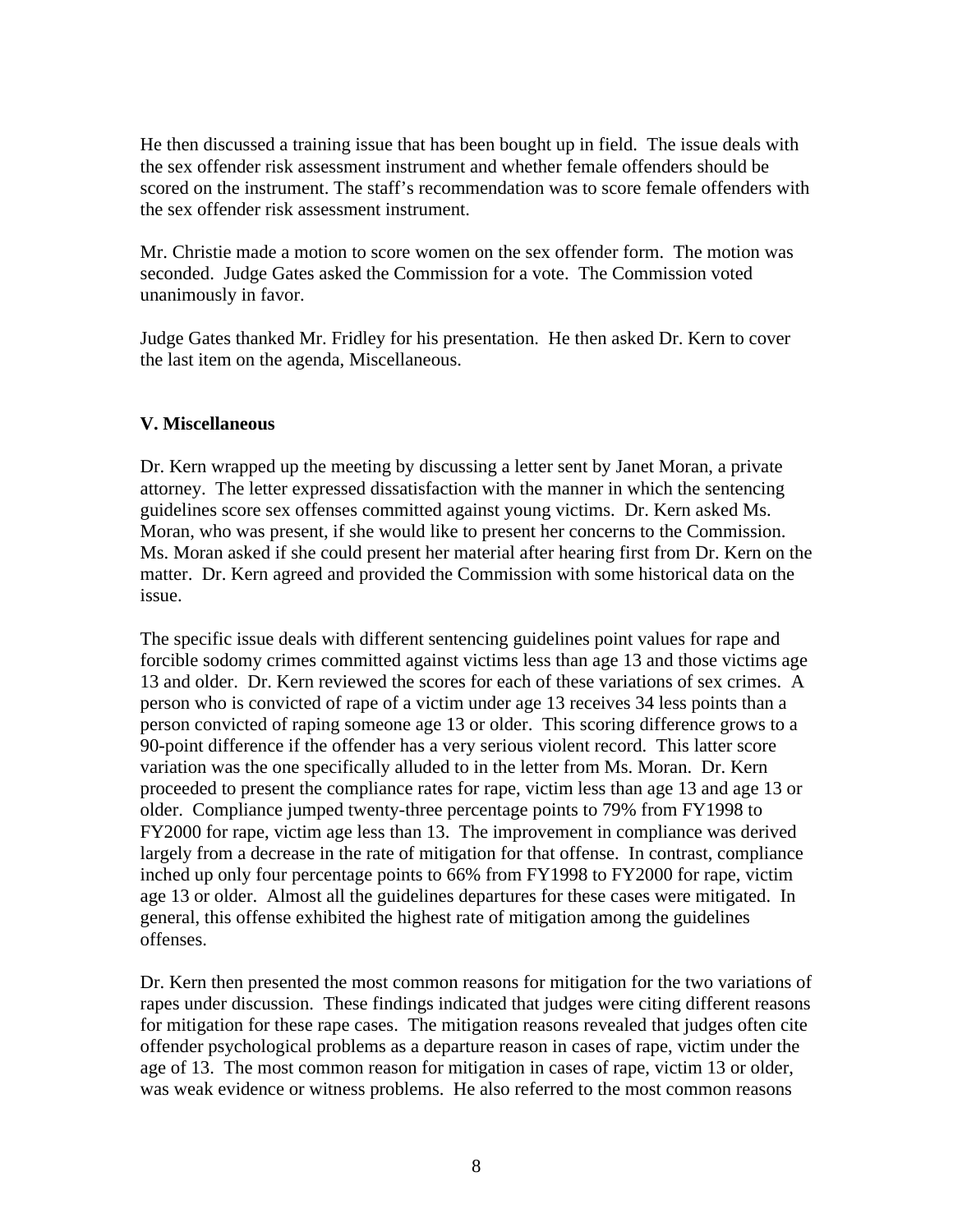He then discussed a training issue that has been bought up in field. The issue deals with the sex offender risk assessment instrument and whether female offenders should be scored on the instrument. The staff's recommendation was to score female offenders with the sex offender risk assessment instrument.

Mr. Christie made a motion to score women on the sex offender form. The motion was seconded. Judge Gates asked the Commission for a vote. The Commission voted unanimously in favor.

Judge Gates thanked Mr. Fridley for his presentation. He then asked Dr. Kern to cover the last item on the agenda, Miscellaneous.

## V. Miscellaneous

Dr. Kern wrapped up the meeting by discussing a letter sent by Janet Moran, a private attorney. The letter expressed dissatisfaction with the manner in which the sentencing guidelines score sex offenses committed against young victims. Dr. Kern asked Ms. Moran, who was present, if she would like to present her concerns to the Commission. Ms. Moran asked if she could present her material after hearing first from Dr. Kern on the matter. Dr. Kern agreed and provided the Commission with some historical data on the issue.

The specific issue deals with different sentencing guidelines point values for rape and forcible sodomy crimes committed against victims less than age 13 and those victims age 13 and older. Dr. Kern reviewed the scores for each of these variations of sex crimes. A person who is convicted of rape of a victim under age 13 receives 34 less points than a person convicted of raping someone age 13 or older. This scoring difference grows to a 90-point difference if the offender has a very serious violent record. This latter score variation was the one specifically alluded to in the letter from Ms. Moran. Dr. Kern proceeded to present the compliance rates for rape, victim less than age 13 and age 13 or older. Compliance jumped twenty-three percentage points to 79% from FY1998 to FY2000 for rape, victim age less than 13. The improvement in compliance was derived largely from a decrease in the rate of mitigation for that offense. In contrast, compliance inched up only four percentage points to 66% from FY1998 to FY2000 for rape, victim age 13 or older. Almost all the guidelines departures for these cases were mitigated. In general, this offense exhibited the highest rate of mitigation among the guidelines offenses.

Dr. Kern then presented the most common reasons for mitigation for the two variations of rapes under discussion. These findings indicated that judges were citing different reasons for mitigation for these rape cases. The mitigation reasons revealed that judges often cite offender psychological problems as a departure reason in cases of rape, victim under the age of 13. The most common reason for mitigation in cases of rape, victim 13 or older, was weak evidence or witness problems. He also referred to the most common reasons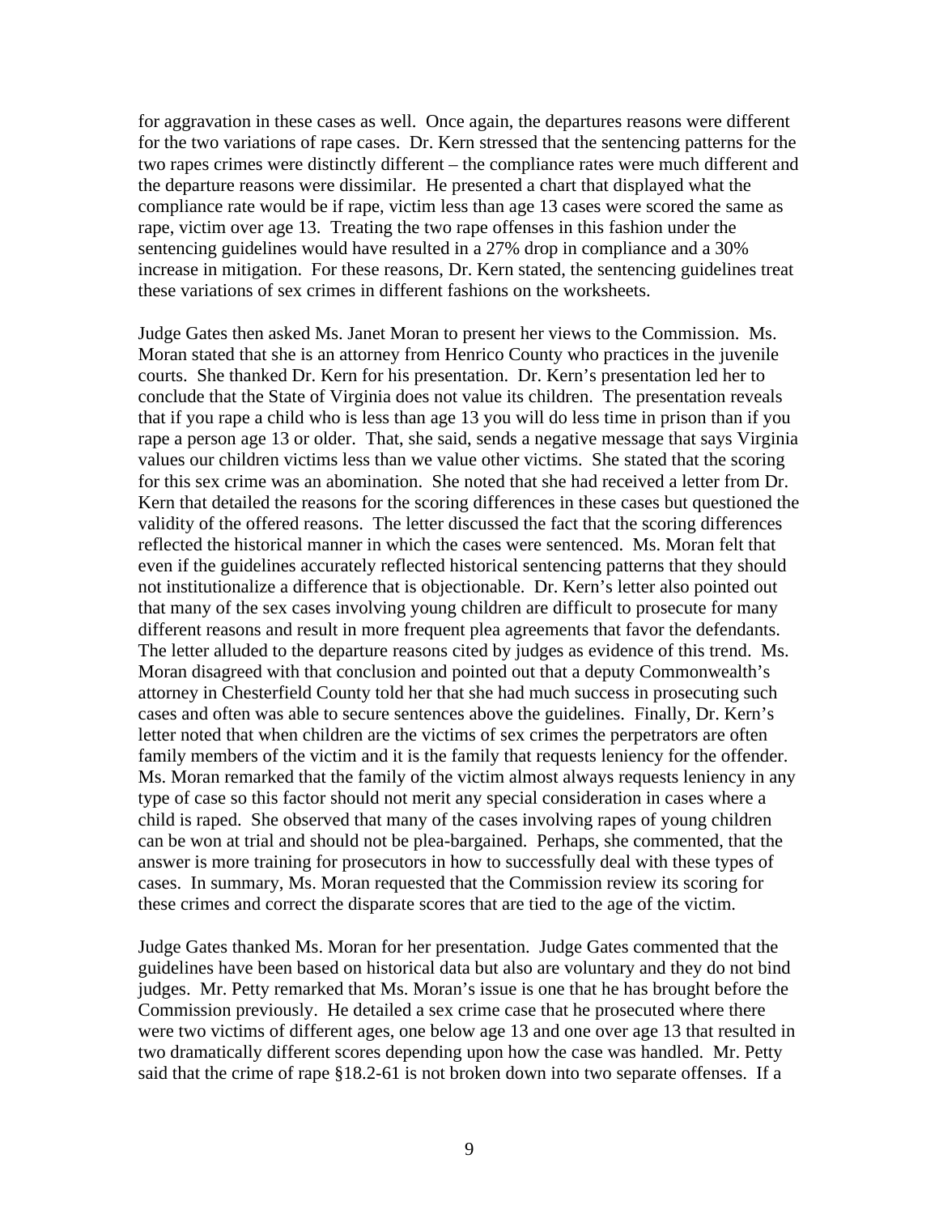for aggravation in these cases as well. Once again, the departures reasons were different for the two variations of rape cases. Dr. Kern stressed that the sentencing patterns for the two rapes crimes were distinctly different – the compliance rates were much different and the departure reasons were dissimilar. He presented a chart that displayed what the compliance rate would be if rape, victim less than age 13 cases were scored the same as rape, victim over age 13. Treating the two rape offenses in this fashion under the sentencing guidelines would have resulted in a 27% drop in compliance and a 30% increase in mitigation. For these reasons, Dr. Kern stated, the sentencing guidelines treat these variations of sex crimes in different fashions on the worksheets.

Judge Gates then asked Ms. Janet Moran to present her views to the Commission. Ms. Moran stated that she is an attorney from Henrico County who practices in the juvenile courts. She thanked Dr. Kern for his presentation. Dr. Kern's presentation led her to conclude that the State of Virginia does not value its children. The presentation reveals that if you rape a child who is less than age 13 you will do less time in prison than if you rape a person age 13 or older. That, she said, sends a negative message that says Virginia values our children victims less than we value other victims. She stated that the scoring for this sex crime was an abomination. She noted that she had received a letter from Dr. Kern that detailed the reasons for the scoring differences in these cases but questioned the validity of the offered reasons. The letter discussed the fact that the scoring differences reflected the historical manner in which the cases were sentenced. Ms. Moran felt that even if the guidelines accurately reflected historical sentencing patterns that they should not institutionalize a difference that is objectionable. Dr. Kern's letter also pointed out that many of the sex cases involving young children are difficult to prosecute for many different reasons and result in more frequent plea agreements that favor the defendants. The letter alluded to the departure reasons cited by judges as evidence of this trend. Ms. Moran disagreed with that conclusion and pointed out that a deputy Commonwealth's attorney in Chesterfield County told her that she had much success in prosecuting such cases and often was able to secure sentences above the guidelines. Finally, Dr. Kern's letter noted that when children are the victims of sex crimes the perpetrators are often family members of the victim and it is the family that requests leniency for the offender. Ms. Moran remarked that the family of the victim almost always requests leniency in any type of case so this factor should not merit any special consideration in cases where a child is raped. She observed that many of the cases involving rapes of young children can be won at trial and should not be plea-bargained. Perhaps, she commented, that the answer is more training for prosecutors in how to successfully deal with these types of cases. In summary, Ms. Moran requested that the Commission review its scoring for these crimes and correct the disparate scores that are tied to the age of the victim.

Judge Gates thanked Ms. Moran for her presentation. Judge Gates commented that the guidelines have been based on historical data but also are voluntary and they do not bind judges. Mr. Petty remarked that Ms. Moran's issue is one that he has brought before the Commission previously. He detailed a sex crime case that he prosecuted where there were two victims of different ages, one below age 13 and one over age 13 that resulted in two dramatically different scores depending upon how the case was handled. Mr. Petty said that the crime of rape §18.2-61 is not broken down into two separate offenses. If a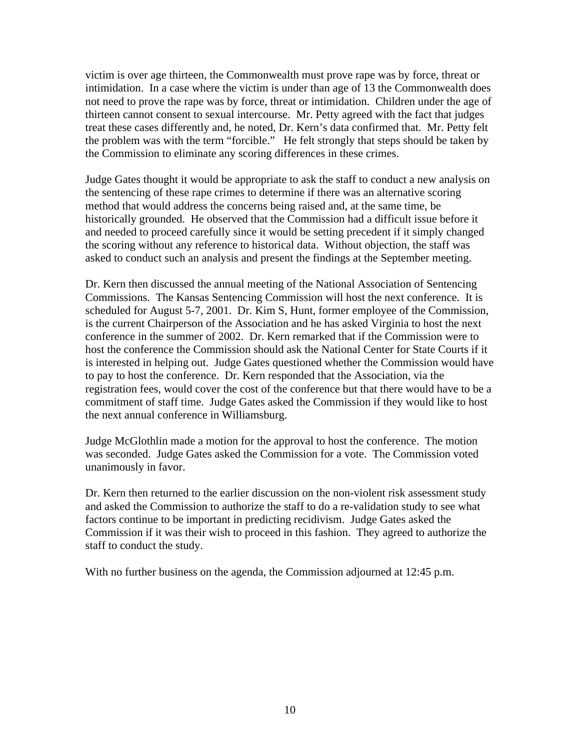victim is over age thirteen, the Commonwealth must prove rape was by force, threat or intimidation. In a case where the victim is under than age of 13 the Commonwealth does not need to prove the rape was by force, threat or intimidation. Children under the age of thirteen cannot consent to sexual intercourse. Mr. Petty agreed with the fact that judges treat these cases differently and, he noted, Dr. Kern's data confirmed that. Mr. Petty felt the problem was with the term "forcible." He felt strongly that steps should be taken by the Commission to eliminate any scoring differences in these crimes.

Judge Gates thought it would be appropriate to ask the staff to conduct a new analysis on the sentencing of these rape crimes to determine if there was an alternative scoring method that would address the concerns being raised and, at the same time, be historically grounded. He observed that the Commission had a difficult issue before it and needed to proceed carefully since it would be setting precedent if it simply changed the scoring without any reference to historical data. Without objection, the staff was asked to conduct such an analysis and present the findings at the September meeting.

Dr. Kern then discussed the annual meeting of the National Association of Sentencing Commissions. The Kansas Sentencing Commission will host the next conference. It is scheduled for August 5-7, 2001. Dr. Kim S, Hunt, former employee of the Commission, is the current Chairperson of the Association and he has asked Virginia to host the next conference in the summer of 2002. Dr. Kern remarked that if the Commission were to host the conference the Commission should ask the National Center for State Courts if it is interested in helping out. Judge Gates questioned whether the Commission would have to pay to host the conference. Dr. Kern responded that the Association, via the registration fees, would cover the cost of the conference but that there would have to be a commitment of staff time. Judge Gates asked the Commission if they would like to host the next annual conference in Williamsburg.

Judge McGlothlin made a motion for the approval to host the conference. The motion was seconded. Judge Gates asked the Commission for a vote. The Commission voted unanimously in favor.

Dr. Kern then returned to the earlier discussion on the non-violent risk assessment study and asked the Commission to authorize the staff to do a re-validation study to see what factors continue to be important in predicting recidivism. Judge Gates asked the Commission if it was their wish to proceed in this fashion. They agreed to authorize the staff to conduct the study.

With no further business on the agenda, the Commission adjourned at 12:45 p.m.